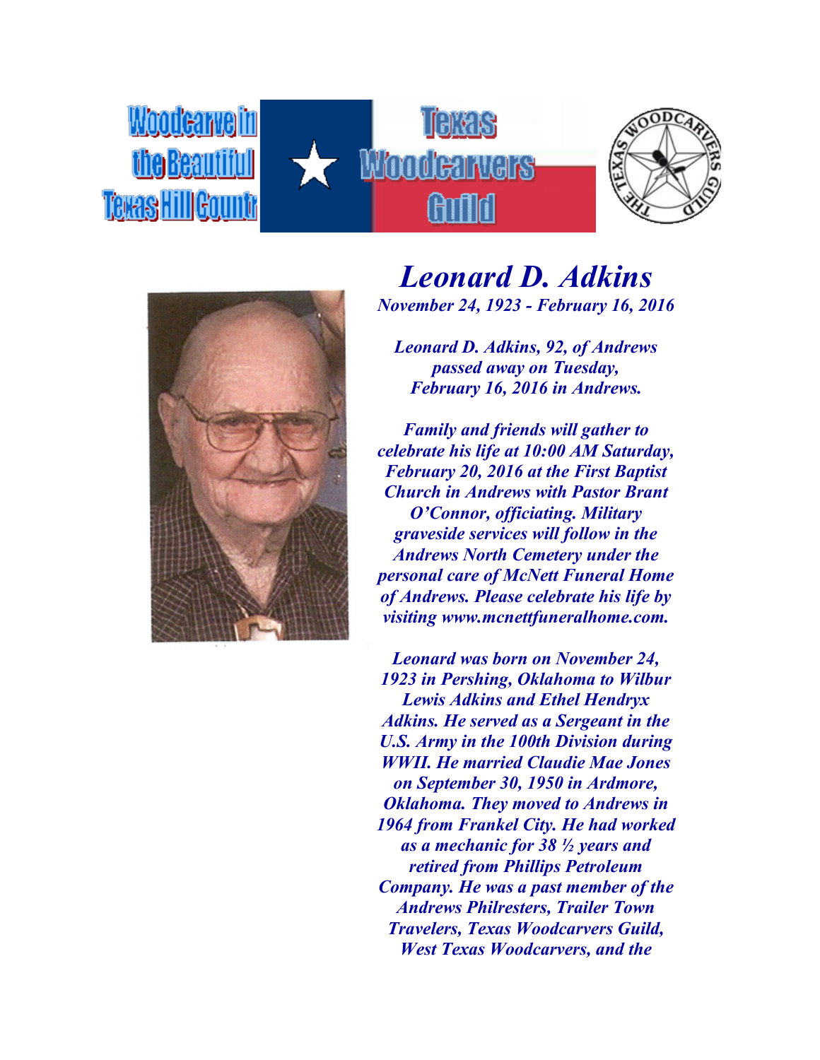Woodcarve in the Beautiful Texas Hill Countr

Texas Woodcarvers Guild

# Leonard D. Adkins

***November 24, 1923 - February 16, 2016***

***Leonard D. Adkins, 92, of Andrews passed away on Tuesday, February 16, 2016 in Andrews.***

***Family and friends will gather to celebrate his life at 10:00 AM Saturday, February 20, 2016 at the First Baptist Church in Andrews with Pastor Brant O'Connor, officiating. Military graveside services will follow in the Andrews North Cemetery under the personal care of McNett Funeral Home of Andrews. Please celebrate his life by visiting www.mcnettfuneralhome.com.***

***Leonard was born on November 24, 1923 in Pershing, Oklahoma to Wilbur Lewis Adkins and Ethel Hendryx Adkins. He served as a Sergeant in the U.S. Army in the 100th Division during WWII. He married Claudie Mae Jones on September 30, 1950 in Ardmore, Oklahoma. They moved to Andrews in 1964 from Frankel City. He had worked as a mechanic for 38 ½ years and retired from Phillips Petroleum Company. He was a past member of the Andrews Philresters, Trailer Town Travelers, Texas Woodcarvers Guild, West Texas Woodcarvers, and the***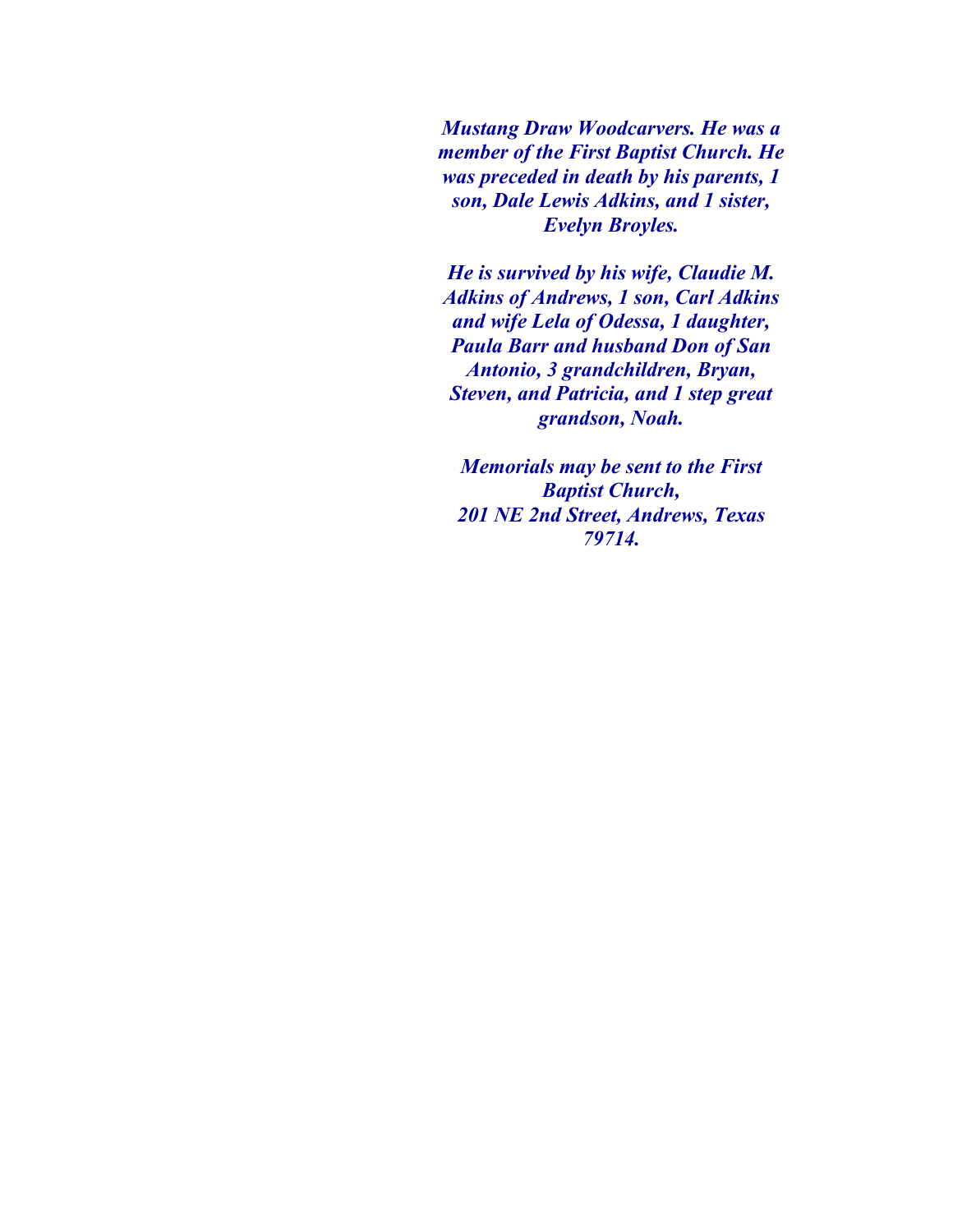***Mustang Draw Woodcarvers. He was a member of the First Baptist Church. He was preceded in death by his parents, 1 son, Dale Lewis Adkins, and 1 sister, Evelyn Broyles.***

***He is survived by his wife, Claudie M. Adkins of Andrews, 1 son, Carl Adkins and wife Lela of Odessa, 1 daughter, Paula Barr and husband Don of San Antonio, 3 grandchildren, Bryan, Steven, and Patricia, and 1 step great grandson, Noah.***

***Memorials may be sent to the First Baptist Church,***
***201 NE 2nd Street, Andrews, Texas 79714.***